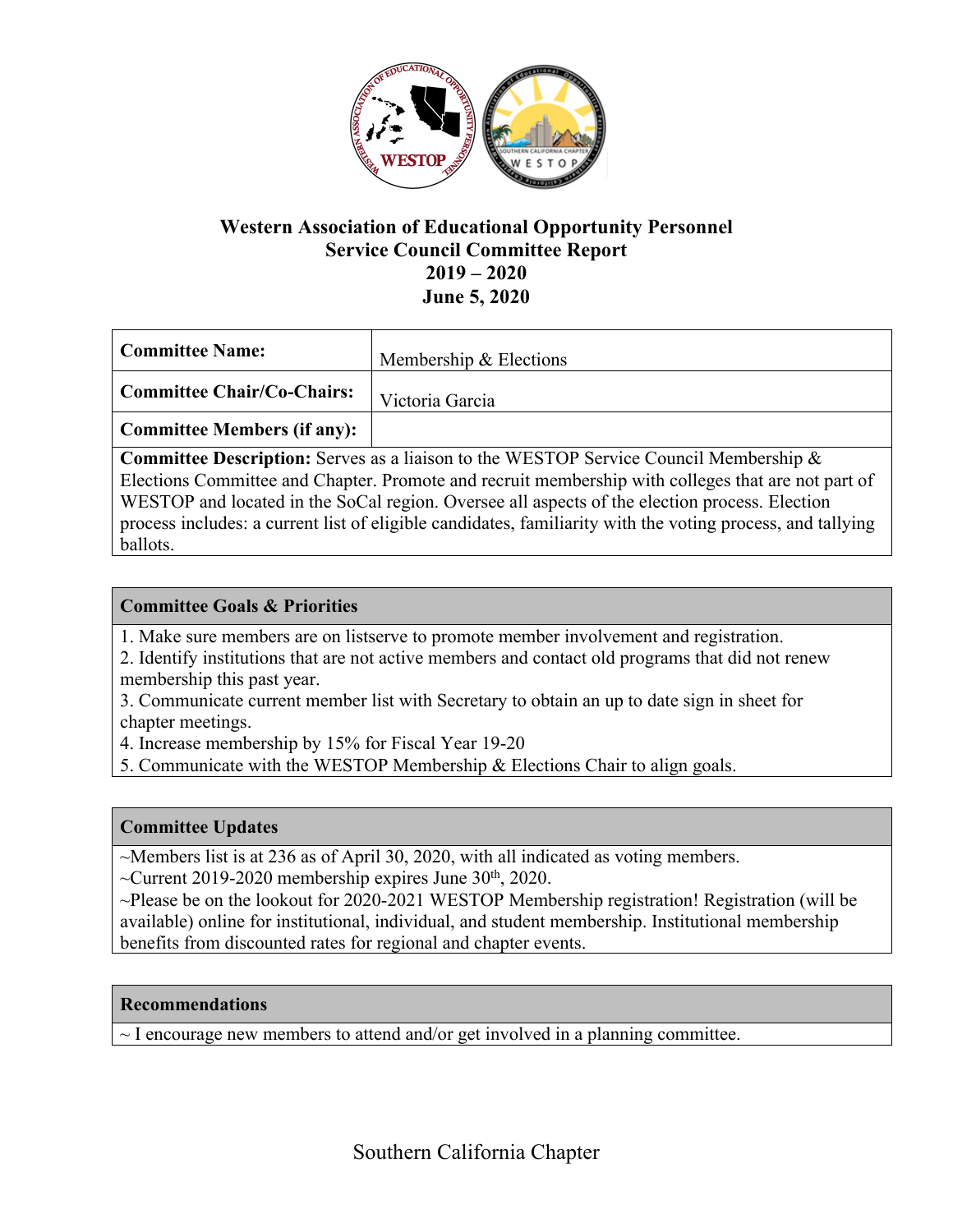# Western Association of Educational Opportunity Personnel
## Service Council Committee Report
## 2019 – 2020
## June 5, 2020

| **Committee Name:** | Membership & Elections |
|---|---|
| **Committee Chair/Co-Chairs:** | Victoria Garcia |
| **Committee Members (if any):** | |

**Committee Description:** Serves as a liaison to the WESTOP Service Council Membership & Elections Committee and Chapter. Promote and recruit membership with colleges that are not part of WESTOP and located in the SoCal region. Oversee all aspects of the election process. Election process includes: a current list of eligible candidates, familiarity with the voting process, and tallying ballots.

### Committee Goals & Priorities

1. Make sure members are on listserve to promote member involvement and registration.
2. Identify institutions that are not active members and contact old programs that did not renew membership this past year.
3. Communicate current member list with Secretary to obtain an up to date sign in sheet for chapter meetings.
4. Increase membership by 15% for Fiscal Year 19-20
5. Communicate with the WESTOP Membership & Elections Chair to align goals.

### Committee Updates

~Members list is at 236 as of April 30, 2020, with all indicated as voting members.
~Current 2019-2020 membership expires June 30th, 2020.
~Please be on the lookout for 2020-2021 WESTOP Membership registration! Registration (will be available) online for institutional, individual, and student membership. Institutional membership benefits from discounted rates for regional and chapter events.

### Recommendations

~ I encourage new members to attend and/or get involved in a planning committee.

Southern California Chapter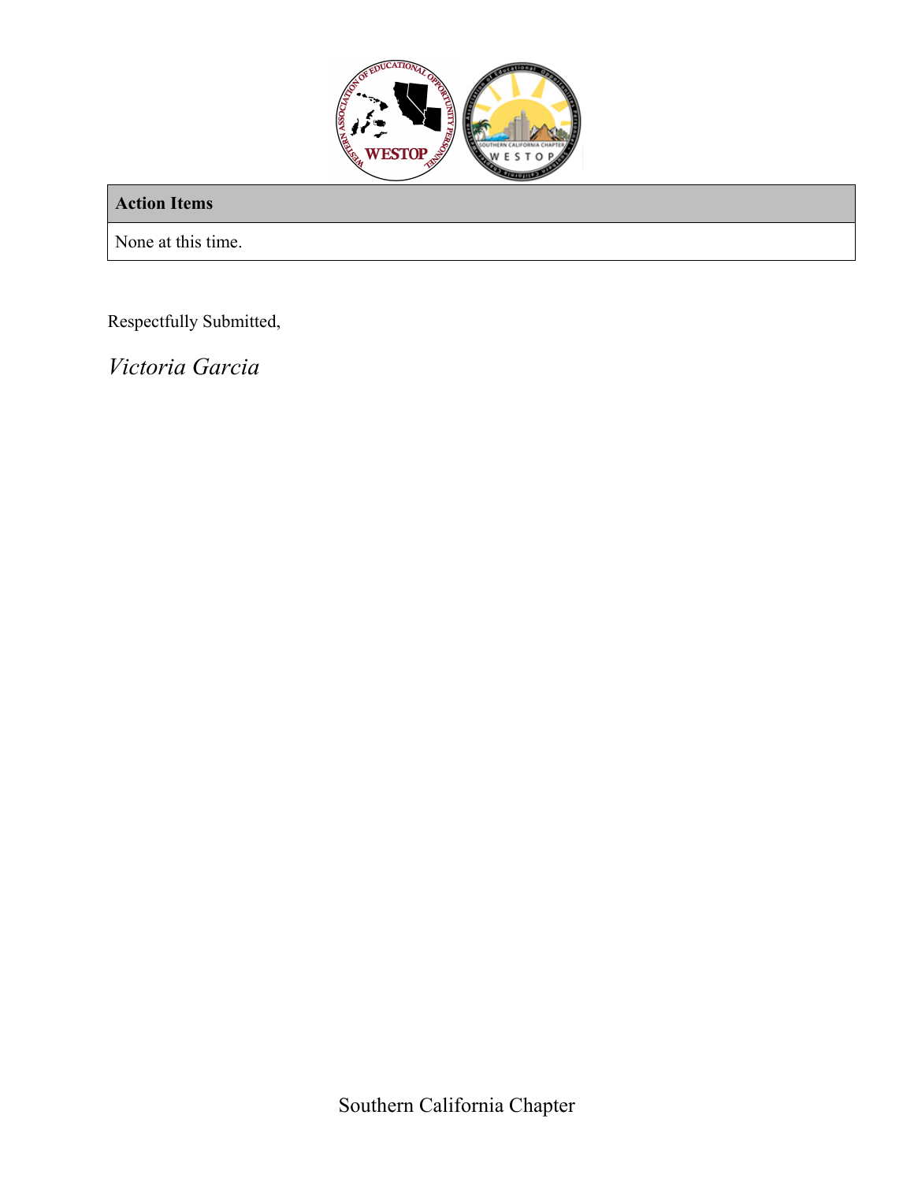| Action Items |
| --- |
| None at this time. |

Respectfully Submitted,

*Victoria Garcia*

Southern California Chapter